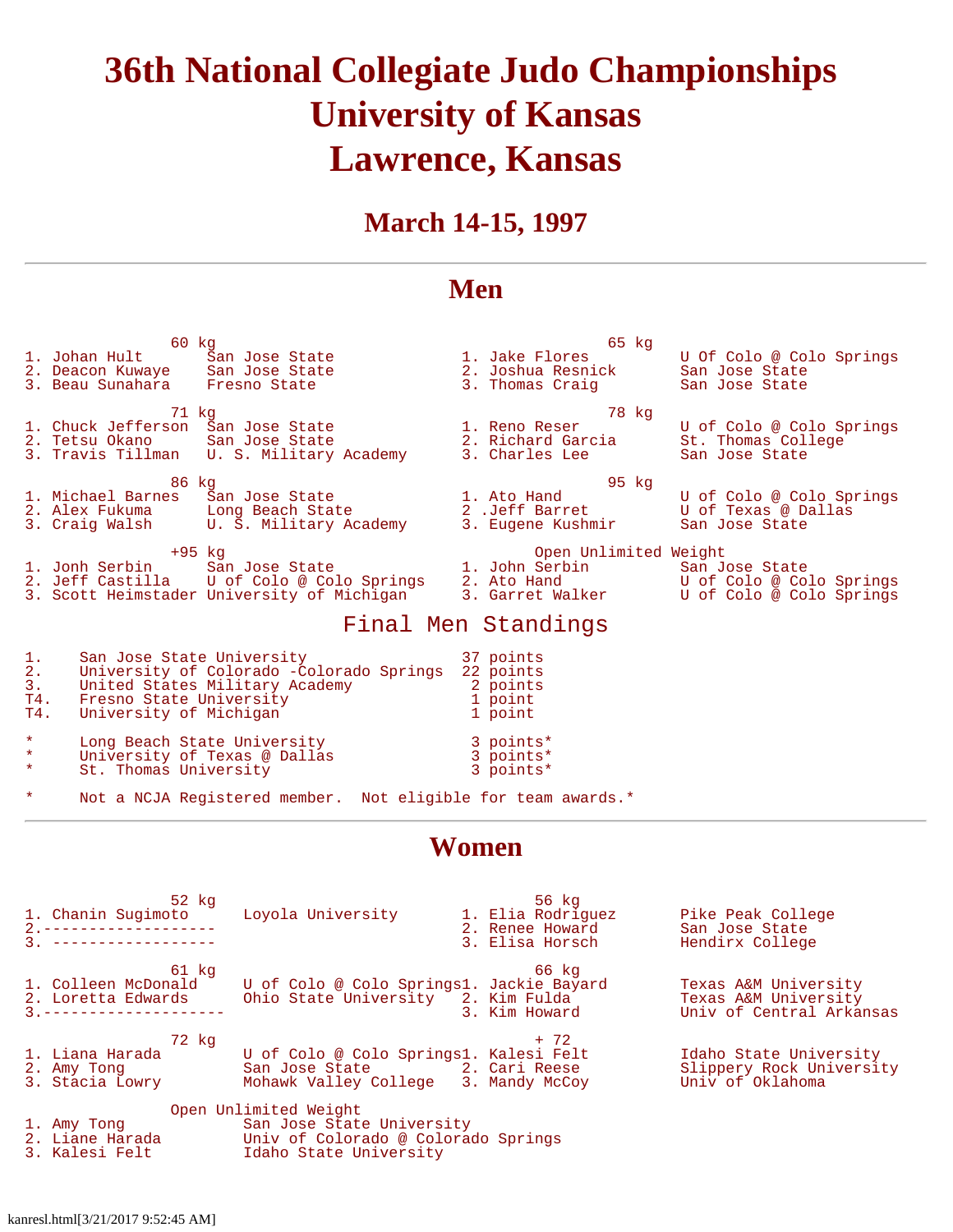# 36th National Collegiate Judo Championships
# University of Kansas
# Lawrence, Kansas

## March 14-15, 1997

---

## Men

**60 kg**
1. Johan Hult — San Jose State
2. Deacon Kuwaye — San Jose State
3. Beau Sunahara — Fresno State

**65 kg**
1. Jake Flores — U Of Colo @ Colo Springs
2. Joshua Resnick — San Jose State
3. Thomas Craig — San Jose State

**71 kg**
1. Chuck Jefferson — San Jose State
2. Tetsu Okano — San Jose State
3. Travis Tillman — U. S. Military Academy

**78 kg**
1. Reno Reser — U of Colo @ Colo Springs
2. Richard Garcia — St. Thomas College
3. Charles Lee — San Jose State

**86 kg**
1. Michael Barnes — San Jose State
2. Alex Fukuma — Long Beach State
3. Craig Walsh — U. S. Military Academy

**95 kg**
1. Ato Hand — U of Colo @ Colo Springs
2 .Jeff Barret — U of Texas @ Dallas
3. Eugene Kushmir — San Jose State

**+95 kg**
1. Jonh Serbin — San Jose State
2. Jeff Castilla — U of Colo @ Colo Springs
3. Scott Heimstader — University of Michigan

**Open Unlimited Weight**
1. John Serbin — San Jose State
2. Ato Hand — U of Colo @ Colo Springs
3. Garret Walker — U of Colo @ Colo Springs

### Final Men Standings

| | | |
|---|---|---|
| 1. | San Jose State University | 37 points |
| 2. | University of Colorado -Colorado Springs | 22 points |
| 3. | United States Military Academy | 2 points |
| T4. | Fresno State University | 1 point |
| T4. | University of Michigan | 1 point |
| * | Long Beach State University | 3 points* |
| * | University of Texas @ Dallas | 3 points* |
| * | St. Thomas University | 3 points* |

\* Not a NCJA Registered member. Not eligible for team awards.*

---

## Women

**52 kg**
1. Chanin Sugimoto — Loyola University
2.-------------------
3. ------------------

**56 kg**
1. Elia Rodriguez — Pike Peak College
2. Renee Howard — San Jose State
3. Elisa Horsch — Hendirx College

**61 kg**
1. Colleen McDonald — U of Colo @ Colo Springs
2. Loretta Edwards — Ohio State University
3.--------------------

**66 kg**
1. Jackie Bayard — Texas A&M University
2. Kim Fulda — Texas A&M University
3. Kim Howard — Univ of Central Arkansas

**72 kg**
1. Liana Harada — U of Colo @ Colo Springs
2. Amy Tong — San Jose State
3. Stacia Lowry — Mohawk Valley College

**+ 72**
1. Kalesi Felt — Idaho State University
2. Cari Reese — Slippery Rock University
3. Mandy McCoy — Univ of Oklahoma

**Open Unlimited Weight**
1. Amy Tong — San Jose State University
2. Liane Harada — Univ of Colorado @ Colorado Springs
3. Kalesi Felt — Idaho State University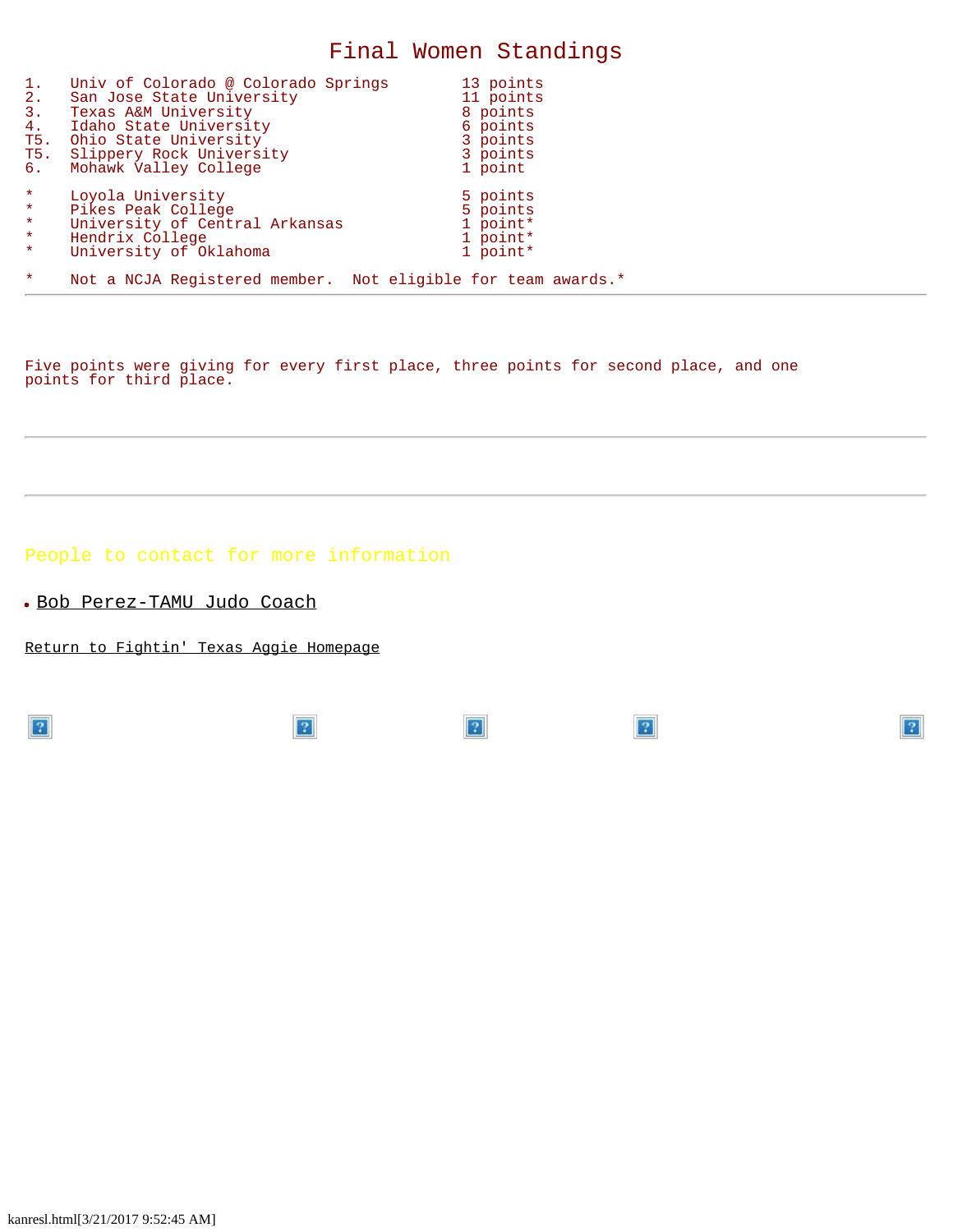# Final Women Standings

| | | |
|---|---|---|
| 1. | Univ of Colorado @ Colorado Springs | 13 points |
| 2. | San Jose State University | 11 points |
| 3. | Texas A&M University | 8 points |
| 4. | Idaho State University | 6 points |
| T5. | Ohio State University | 3 points |
| T5. | Slippery Rock University | 3 points |
| 6. | Mohawk Valley College | 1 point |
| * | Loyola University | 5 points |
| * | Pikes Peak College | 5 points |
| * | University of Central Arkansas | 1 point* |
| * | Hendrix College | 1 point* |
| * | University of Oklahoma | 1 point* |

* Not a NCJA Registered member. Not eligible for team awards.*

---

Five points were giving for every first place, three points for second place, and one points for third place.

---

---

People to contact for more information

- Bob Perez-TAMU Judo Coach

Return to Fightin' Texas Aggie Homepage